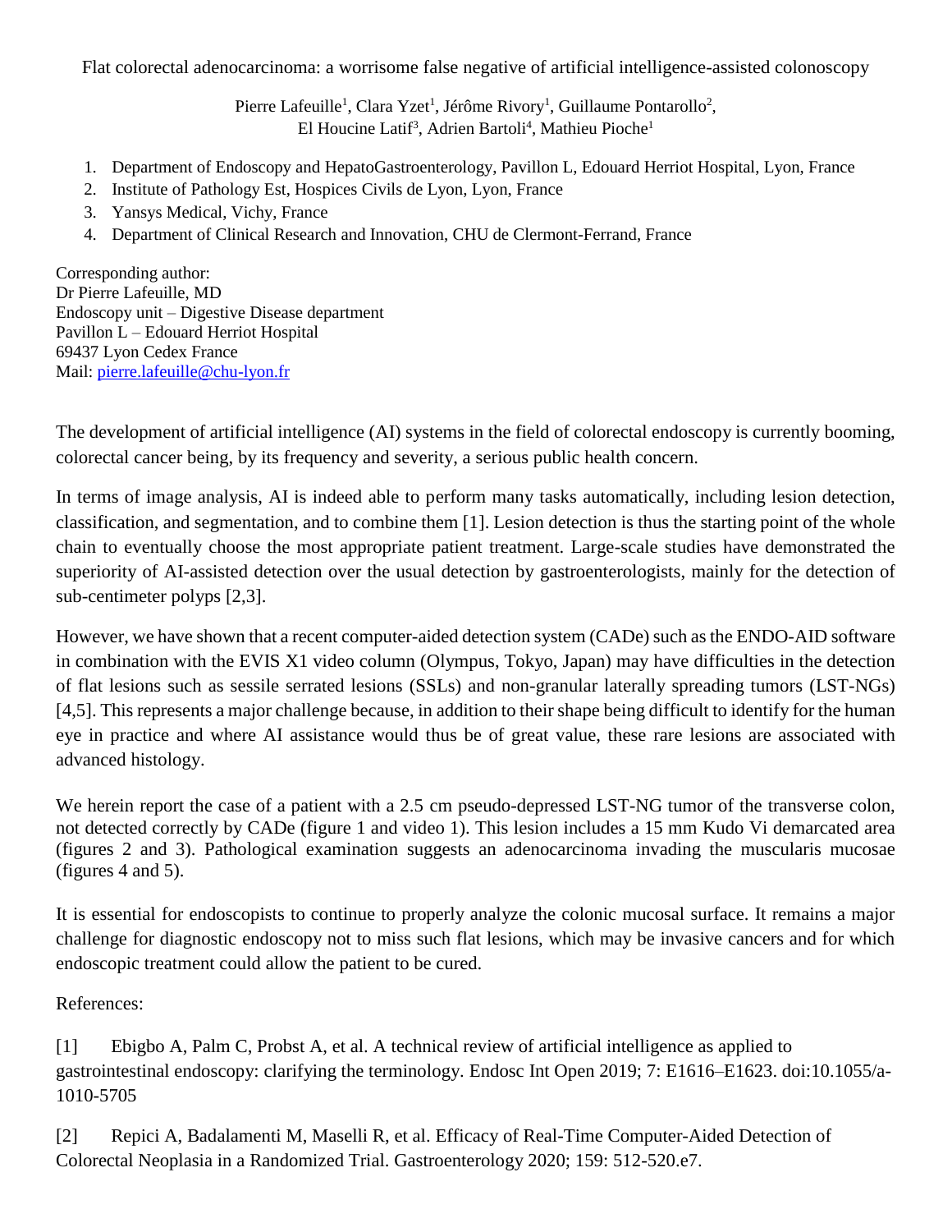# Flat colorectal adenocarcinoma: a worrisome false negative of artificial intelligence-assisted colonoscopy

Pierre Lafeuille[1], Clara Yzet[1], Jérôme Rivory[1], Guillaume Pontarollo[2], El Houcine Latif[3], Adrien Bartoli[4], Mathieu Pioche[1]

1. Department of Endoscopy and HepatoGastroenterology, Pavillon L, Edouard Herriot Hospital, Lyon, France
2. Institute of Pathology Est, Hospices Civils de Lyon, Lyon, France
3. Yansys Medical, Vichy, France
4. Department of Clinical Research and Innovation, CHU de Clermont-Ferrand, France

Corresponding author:
Dr Pierre Lafeuille, MD
Endoscopy unit – Digestive Disease department
Pavillon L – Edouard Herriot Hospital
69437 Lyon Cedex France
Mail: pierre.lafeuille@chu-lyon.fr

The development of artificial intelligence (AI) systems in the field of colorectal endoscopy is currently booming, colorectal cancer being, by its frequency and severity, a serious public health concern.

In terms of image analysis, AI is indeed able to perform many tasks automatically, including lesion detection, classification, and segmentation, and to combine them [1]. Lesion detection is thus the starting point of the whole chain to eventually choose the most appropriate patient treatment. Large-scale studies have demonstrated the superiority of AI-assisted detection over the usual detection by gastroenterologists, mainly for the detection of sub-centimeter polyps [2,3].

However, we have shown that a recent computer-aided detection system (CADe) such as the ENDO-AID software in combination with the EVIS X1 video column (Olympus, Tokyo, Japan) may have difficulties in the detection of flat lesions such as sessile serrated lesions (SSLs) and non-granular laterally spreading tumors (LST-NGs) [4,5]. This represents a major challenge because, in addition to their shape being difficult to identify for the human eye in practice and where AI assistance would thus be of great value, these rare lesions are associated with advanced histology.

We herein report the case of a patient with a 2.5 cm pseudo-depressed LST-NG tumor of the transverse colon, not detected correctly by CADe (figure 1 and video 1). This lesion includes a 15 mm Kudo Vi demarcated area (figures 2 and 3). Pathological examination suggests an adenocarcinoma invading the muscularis mucosae (figures 4 and 5).

It is essential for endoscopists to continue to properly analyze the colonic mucosal surface. It remains a major challenge for diagnostic endoscopy not to miss such flat lesions, which may be invasive cancers and for which endoscopic treatment could allow the patient to be cured.

References:

[1] Ebigbo A, Palm C, Probst A, et al. A technical review of artificial intelligence as applied to gastrointestinal endoscopy: clarifying the terminology. Endosc Int Open 2019; 7: E1616–E1623. doi:10.1055/a-1010-5705

[2] Repici A, Badalamenti M, Maselli R, et al. Efficacy of Real-Time Computer-Aided Detection of Colorectal Neoplasia in a Randomized Trial. Gastroenterology 2020; 159: 512-520.e7.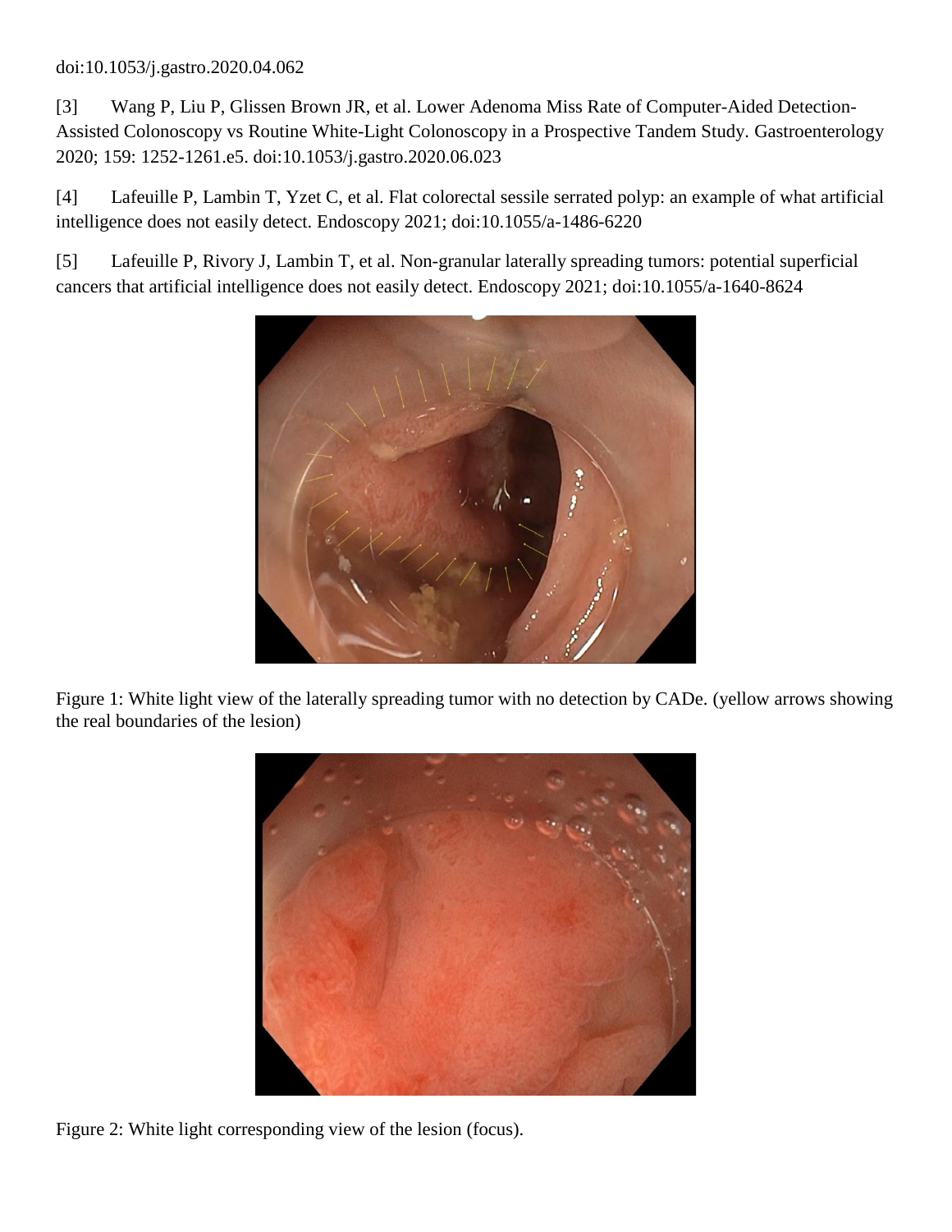doi:10.1053/j.gastro.2020.04.062

[3] Wang P, Liu P, Glissen Brown JR, et al. Lower Adenoma Miss Rate of Computer-Aided Detection-Assisted Colonoscopy vs Routine White-Light Colonoscopy in a Prospective Tandem Study. Gastroenterology 2020; 159: 1252-1261.e5. doi:10.1053/j.gastro.2020.06.023

[4] Lafeuille P, Lambin T, Yzet C, et al. Flat colorectal sessile serrated polyp: an example of what artificial intelligence does not easily detect. Endoscopy 2021; doi:10.1055/a-1486-6220

[5] Lafeuille P, Rivory J, Lambin T, et al. Non-granular laterally spreading tumors: potential superficial cancers that artificial intelligence does not easily detect. Endoscopy 2021; doi:10.1055/a-1640-8624

Figure 1: White light view of the laterally spreading tumor with no detection by CADe. (yellow arrows showing the real boundaries of the lesion)

Figure 2: White light corresponding view of the lesion (focus).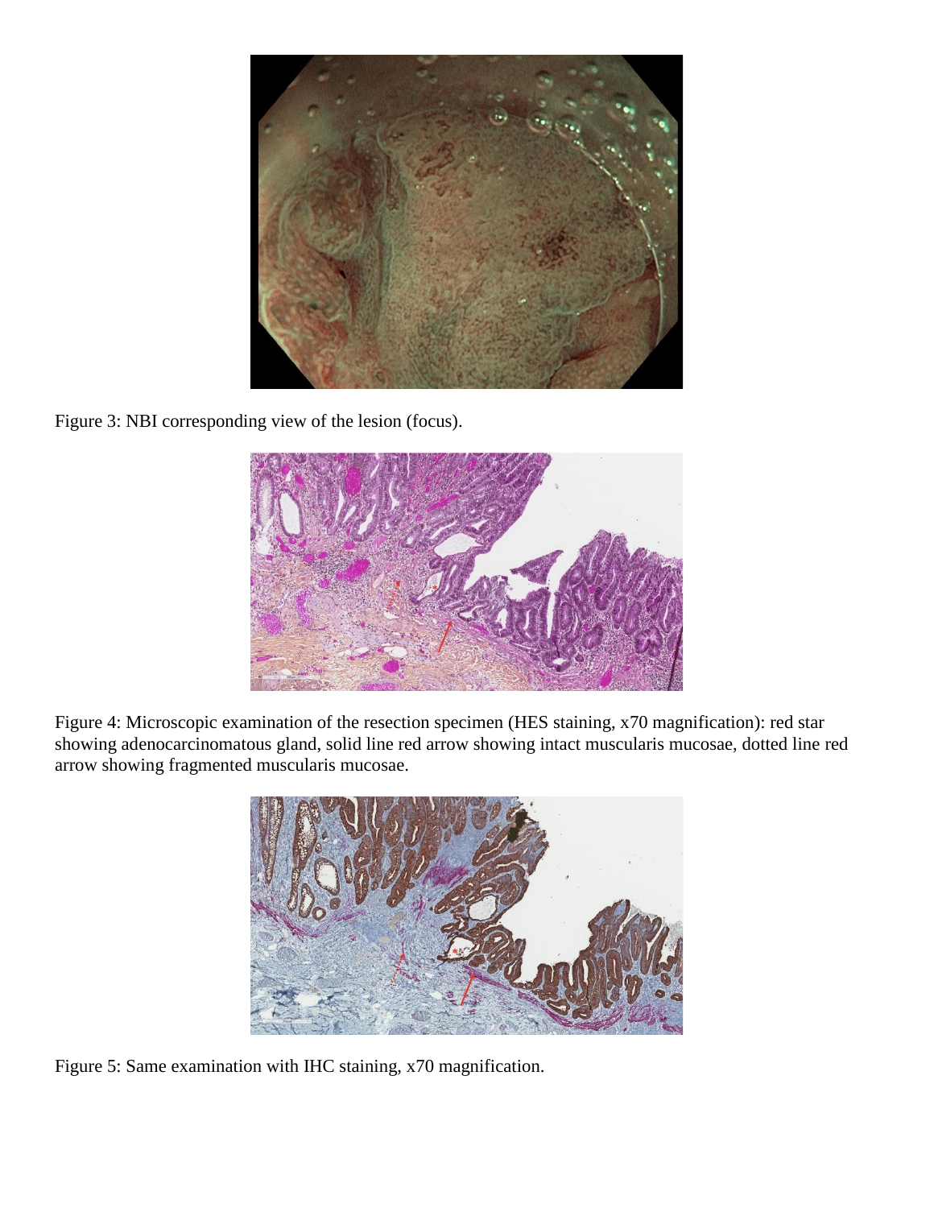Figure 3: NBI corresponding view of the lesion (focus).

Figure 4: Microscopic examination of the resection specimen (HES staining, x70 magnification): red star showing adenocarcinomatous gland, solid line red arrow showing intact muscularis mucosae, dotted line red arrow showing fragmented muscularis mucosae.

Figure 5: Same examination with IHC staining, x70 magnification.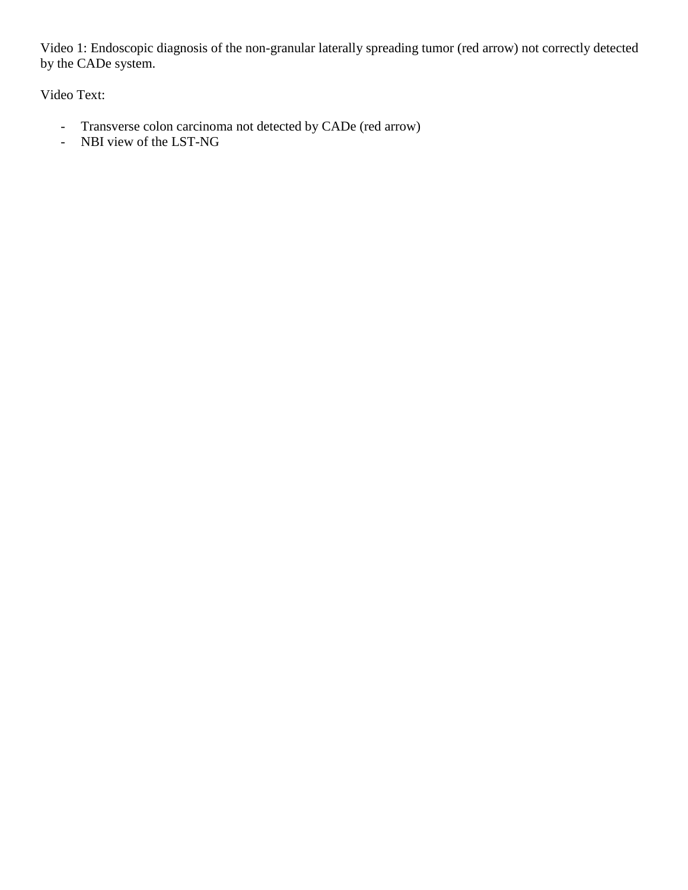Video 1: Endoscopic diagnosis of the non-granular laterally spreading tumor (red arrow) not correctly detected by the CADe system.

Video Text:

- Transverse colon carcinoma not detected by CADe (red arrow)
- NBI view of the LST-NG